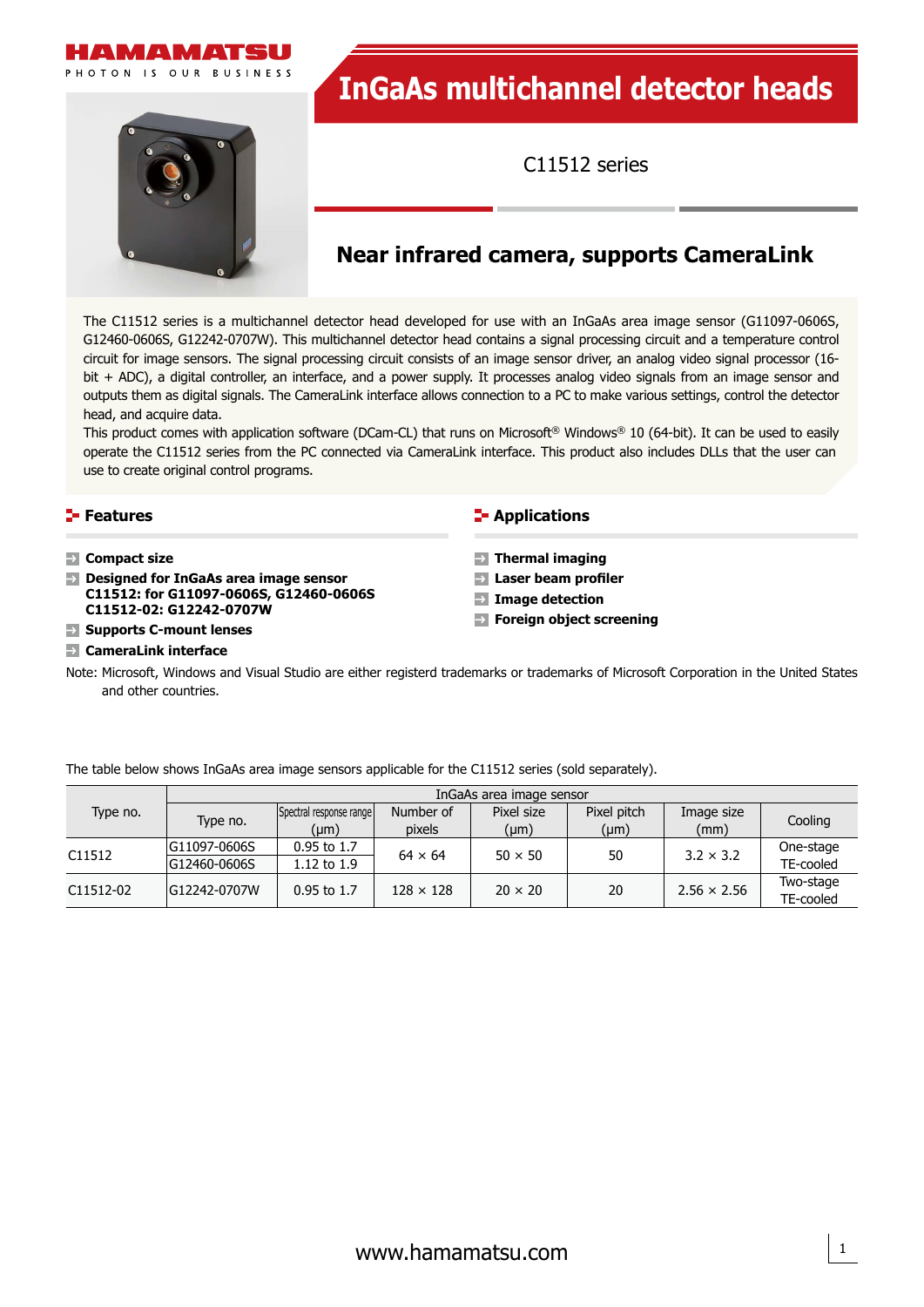# InGaAs multichannel detector heads

C11512 series

## Near infrared camera, supports CameraLink

The C11512 series is a multichannel detector head developed for use with an InGaAs area image sensor (G11097-0606S, G12460-0606S, G12242-0707W). This multichannel detector head contains a signal processing circuit and a temperature control circuit for image sensors. The signal processing circuit consists of an image sensor driver, an analog video signal processor (16-bit + ADC), a digital controller, an interface, and a power supply. It processes analog video signals from an image sensor and outputs them as digital signals. The CameraLink interface allows connection to a PC to make various settings, control the detector head, and acquire data.

This product comes with application software (DCam-CL) that runs on Microsoft® Windows® 10 (64-bit). It can be used to easily operate the C11512 series from the PC connected via CameraLink interface. This product also includes DLLs that the user can use to create original control programs.

### Features

- **Compact size**
- **Designed for InGaAs area image sensor**
  **C11512: for G11097-0606S, G12460-0606S**
  **C11512-02: G12242-0707W**
- **Supports C-mount lenses**
- **CameraLink interface**

### Applications

- **Thermal imaging**
- **Laser beam profiler**
- **Image detection**
- **Foreign object screening**

Note: Microsoft, Windows and Visual Studio are either registerd trademarks or trademarks of Microsoft Corporation in the United States and other countries.

The table below shows InGaAs area image sensors applicable for the C11512 series (sold separately).

| Type no. | InGaAs area image sensor | | | | | | |
|---|---|---|---|---|---|---|---|
| | Type no. | Spectral response range (µm) | Number of pixels | Pixel size (µm) | Pixel pitch (µm) | Image size (mm) | Cooling |
| C11512 | G11097-0606S | 0.95 to 1.7 | 64 × 64 | 50 × 50 | 50 | 3.2 × 3.2 | One-stage TE-cooled |
| | G12460-0606S | 1.12 to 1.9 | | | | | |
| C11512-02 | G12242-0707W | 0.95 to 1.7 | 128 × 128 | 20 × 20 | 20 | 2.56 × 2.56 | Two-stage TE-cooled |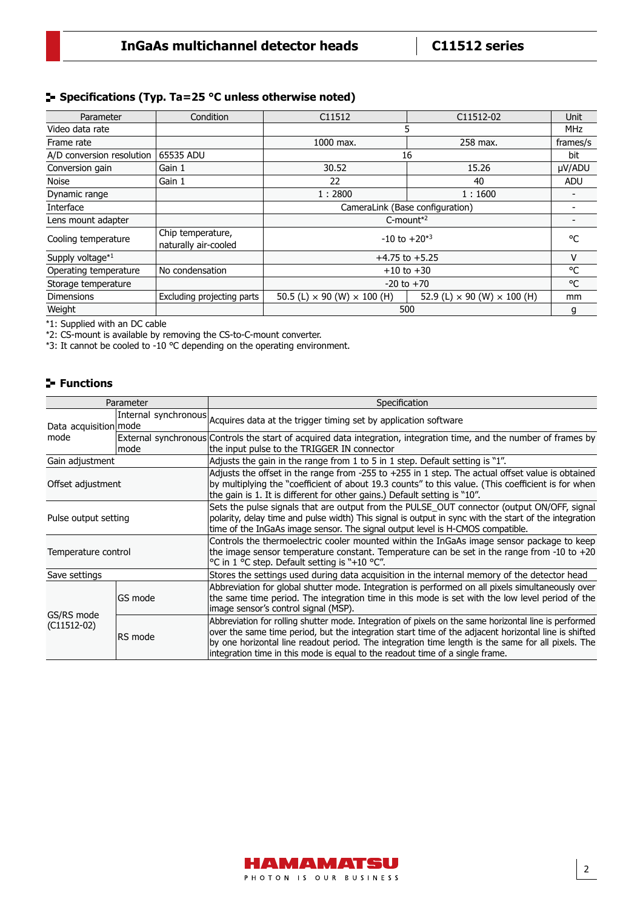## Specifications (Typ. Ta=25 °C unless otherwise noted)

| Parameter | Condition | C11512 | C11512-02 | Unit |
|---|---|---|---|---|
| Video data rate | | 5 | | MHz |
| Frame rate | | 1000 max. | 258 max. | frames/s |
| A/D conversion resolution | 65535 ADU | 16 | | bit |
| Conversion gain | Gain 1 | 30.52 | 15.26 | μV/ADU |
| Noise | Gain 1 | 22 | 40 | ADU |
| Dynamic range | | 1 : 2800 | 1 : 1600 | - |
| Interface | | CameraLink (Base configuration) | | - |
| Lens mount adapter | | C-mount*2 | | - |
| Cooling temperature | Chip temperature, naturally air-cooled | -10 to +20*3 | | °C |
| Supply voltage*1 | | +4.75 to +5.25 | | V |
| Operating temperature | No condensation | +10 to +30 | | °C |
| Storage temperature | | -20 to +70 | | °C |
| Dimensions | Excluding projecting parts | 50.5 (L) × 90 (W) × 100 (H) | 52.9 (L) × 90 (W) × 100 (H) | mm |
| Weight | | 500 | | g |

*1: Supplied with an DC cable
*2: CS-mount is available by removing the CS-to-C-mount converter.
*3: It cannot be cooled to -10 °C depending on the operating environment.

## Functions

| Parameter | | Specification |
|---|---|---|
| Data acquisition mode | Internal synchronous mode | Acquires data at the trigger timing set by application software |
| | External synchronous mode | Controls the start of acquired data integration, integration time, and the number of frames by the input pulse to the TRIGGER IN connector |
| Gain adjustment | | Adjusts the gain in the range from 1 to 5 in 1 step. Default setting is "1". |
| Offset adjustment | | Adjusts the offset in the range from -255 to +255 in 1 step. The actual offset value is obtained by multiplying the "coefficient of about 19.3 counts" to this value. (This coefficient is for when the gain is 1. It is different for other gains.) Default setting is "10". |
| Pulse output setting | | Sets the pulse signals that are output from the PULSE_OUT connector (output ON/OFF, signal polarity, delay time and pulse width) This signal is output in sync with the start of the integration time of the InGaAs image sensor. The signal output level is H-CMOS compatible. |
| Temperature control | | Controls the thermoelectric cooler mounted within the InGaAs image sensor package to keep the image sensor temperature constant. Temperature can be set in the range from -10 to +20 °C in 1 °C step. Default setting is "+10 °C". |
| Save settings | | Stores the settings used during data acquisition in the internal memory of the detector head |
| GS/RS mode (C11512-02) | GS mode | Abbreviation for global shutter mode. Integration is performed on all pixels simultaneously over the same time period. The integration time in this mode is set with the low level period of the image sensor's control signal (MSP). |
| | RS mode | Abbreviation for rolling shutter mode. Integration of pixels on the same horizontal line is performed over the same time period, but the integration start time of the adjacent horizontal line is shifted by one horizontal line readout period. The integration time length is the same for all pixels. The integration time in this mode is equal to the readout time of a single frame. |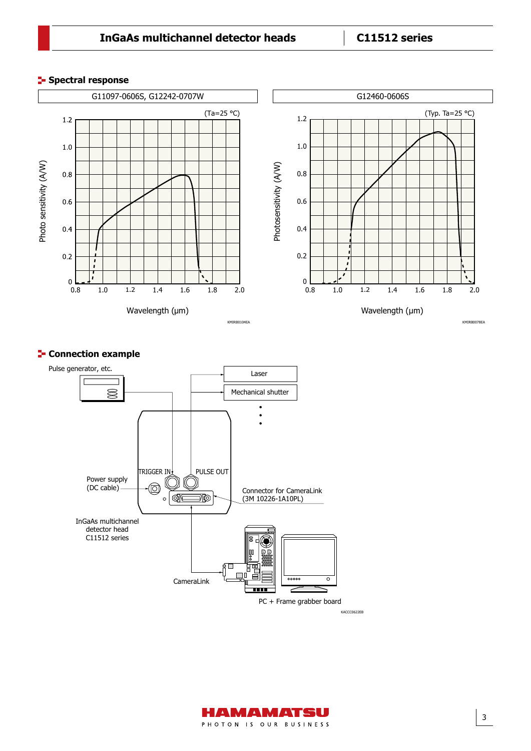## Spectral response

G11097-0606S, G12242-0707W

(Ta=25 °C)

Photo sensitivity (A/W)

Wavelength (μm)

KMIRB0104EA

G12460-0606S

(Typ. Ta=25 °C)

Photosensitivity (A/W)

Wavelength (μm)

KMIRB0078EA

## Connection example

Pulse generator, etc.

Laser

Mechanical shutter

TRIGGER IN

PULSE OUT

Power supply (DC cable)

Connector for CameraLink (3M 10226-1A10PL)

InGaAs multichannel detector head C11512 series

CameraLink

PC + Frame grabber board

KACCC0622EB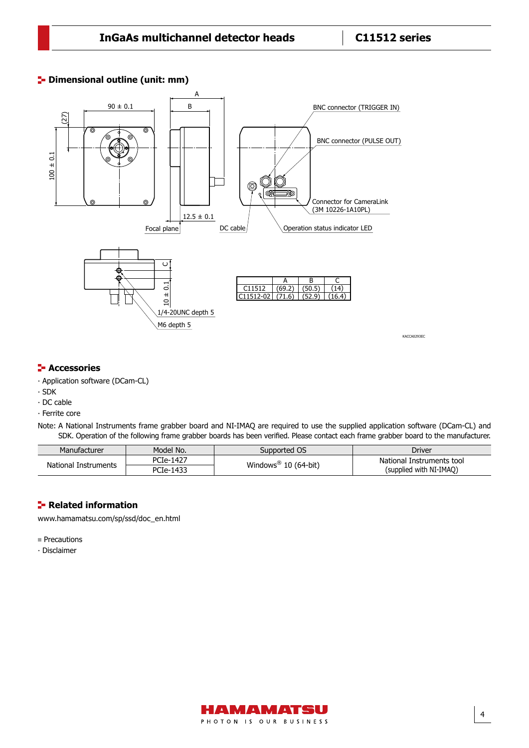## Dimensional outline (unit: mm)

|  | A | B | C |
|---|---|---|---|
| C11512 | (69.2) | (50.5) | (14) |
| C11512-02 | (71.6) | (52.9) | (16.4) |

KACCA0293EC

## Accessories

- Application software (DCam-CL)
- SDK
- DC cable
- Ferrite core

Note: A National Instruments frame grabber board and NI-IMAQ are required to use the supplied application software (DCam-CL) and SDK. Operation of the following frame grabber boards has been verified. Please contact each frame grabber board to the manufacturer.

| Manufacturer | Model No. | Supported OS | Driver |
|---|---|---|---|
| National Instruments | PCIe-1427 | Windows® 10 (64-bit) | National Instruments tool (supplied with NI-IMAQ) |
|  | PCIe-1433 |  |  |

## Related information

www.hamamatsu.com/sp/ssd/doc_en.html

■ Precautions

- Disclaimer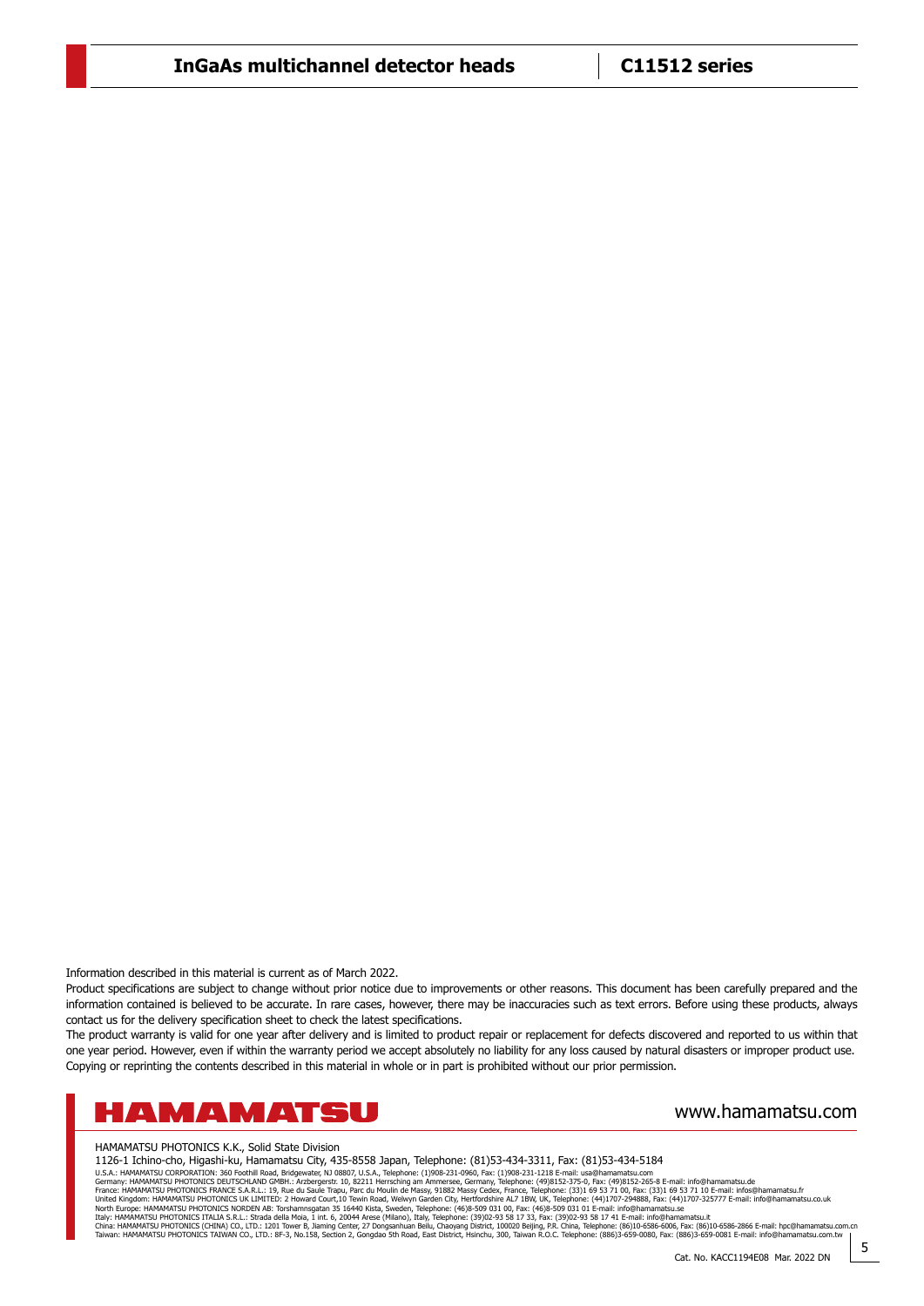Information described in this material is current as of March 2022.

Product specifications are subject to change without prior notice due to improvements or other reasons. This document has been carefully prepared and the information contained is believed to be accurate. In rare cases, however, there may be inaccuracies such as text errors. Before using these products, always contact us for the delivery specification sheet to check the latest specifications.

The product warranty is valid for one year after delivery and is limited to product repair or replacement for defects discovered and reported to us within that one year period. However, even if within the warranty period we accept absolutely no liability for any loss caused by natural disasters or improper product use.

Copying or reprinting the contents described in this material in whole or in part is prohibited without our prior permission.

**HAMAMATSU**

www.hamamatsu.com

HAMAMATSU PHOTONICS K.K., Solid State Division

1126-1 Ichino-cho, Higashi-ku, Hamamatsu City, 435-8558 Japan, Telephone: (81)53-434-3311, Fax: (81)53-434-5184

U.S.A.: HAMAMATSU CORPORATION: 360 Foothill Road, Bridgewater, NJ 08807, U.S.A., Telephone: (1)908-231-0960, Fax: (1)908-231-1218 E-mail: usa@hamamatsu.com
Germany: HAMAMATSU PHOTONICS DEUTSCHLAND GMBH.: Arzbergerstr. 10, 82211 Herrsching am Ammersee, Germany, Telephone: (49)8152-375-0, Fax: (49)8152-265-8 E-mail: info@hamamatsu.de
France: HAMAMATSU PHOTONICS FRANCE S.A.R.L.: 19, Rue du Saule Trapu, Parc du Moulin de Massy, 91882 Massy Cedex, France, Telephone: (33)1 69 53 71 00, Fax: (33)1 69 53 71 10 E-mail: infos@hamamatsu.fr
United Kingdom: HAMAMATSU PHOTONICS UK LIMITED: 2 Howard Court,10 Tewin Road, Welwyn Garden City, Hertfordshire AL7 1BW, UK, Telephone: (44)1707-294888, Fax: (44)1707-325777 E-mail: info@hamamatsu.co.uk
North Europe: HAMAMATSU PHOTONICS NORDEN AB: Torshamnsgatan 35 16440 Kista, Sweden, Telephone: (46)8-509 031 00, Fax: (46)8-509 031 01 E-mail: info@hamamatsu.se
Italy: HAMAMATSU PHOTONICS ITALIA S.R.L.: Strada della Moia, 1 int. 6, 20044 Arese (Milano), Italy, Telephone: (39)02-93 58 17 33, Fax: (39)02-93 58 17 41 E-mail: info@hamamatsu.it
China: HAMAMATSU PHOTONICS (CHINA) CO., LTD.: 1201 Tower B, Jiaming Center, 27 Dongsanhuan Beilu, Chaoyang District, 100020 Beijing, P.R. China, Telephone: (86)10-6586-6006, Fax: (86)10-6586-2866 E-mail: hpc@hamamatsu.com.cn
Taiwan: HAMAMATSU PHOTONICS TAIWAN CO., LTD.: 8F-3, No.158, Section 2, Gongdao 5th Road, East District, Hsinchu, 300, Taiwan R.O.C. Telephone: (886)3-659-0080, Fax: (886)3-659-0081 E-mail: info@hamamatsu.com.tw

Cat. No. KACC1194E08 Mar. 2022 DN